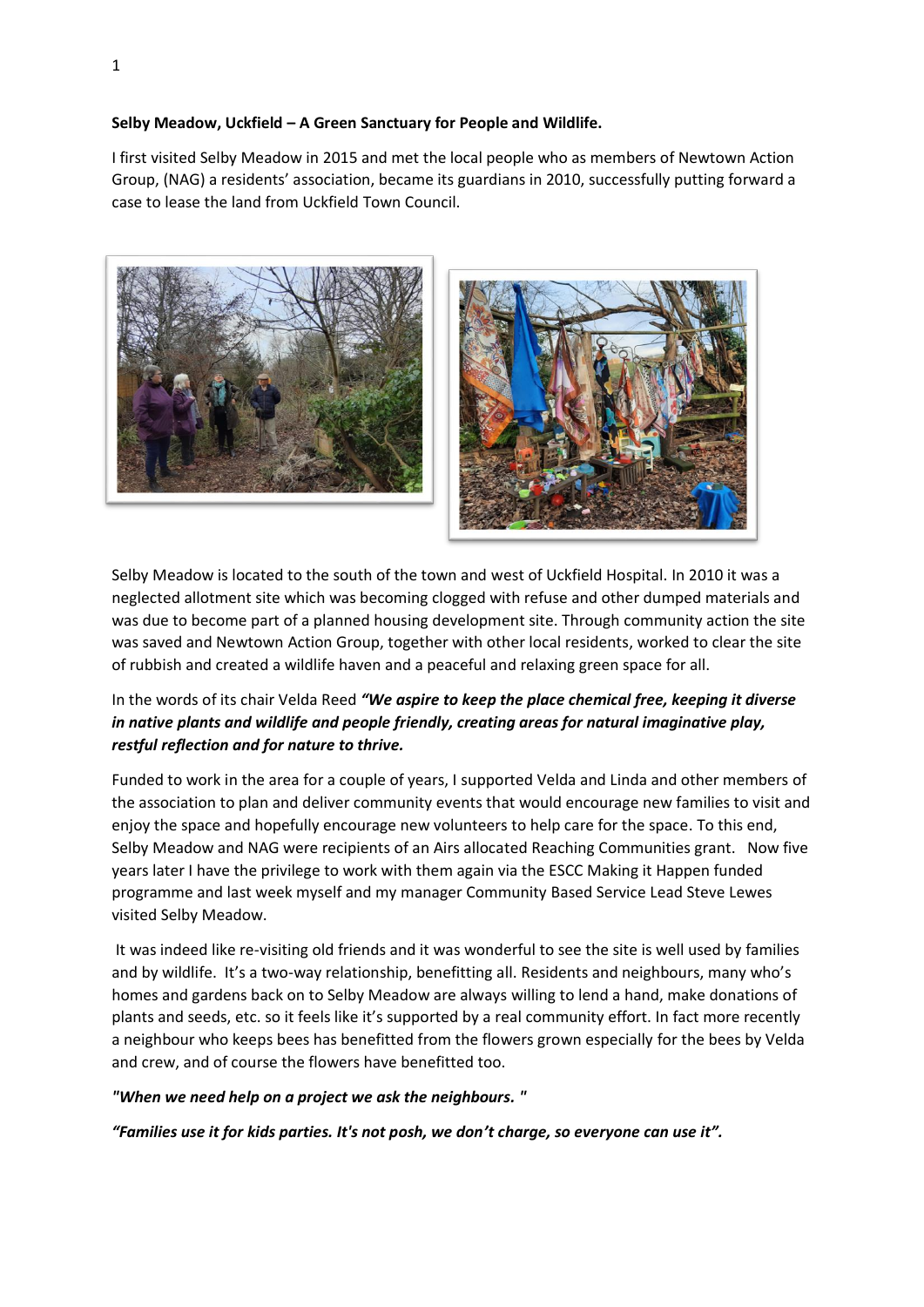**Selby Meadow, Uckfield – A Green Sanctuary for People and Wildlife.**

I first visited Selby Meadow in 2015 and met the local people who as members of Newtown Action Group, (NAG) a residents' association, became its guardians in 2010, successfully putting forward a case to lease the land from Uckfield Town Council.

Selby Meadow is located to the south of the town and west of Uckfield Hospital. In 2010 it was a neglected allotment site which was becoming clogged with refuse and other dumped materials and was due to become part of a planned housing development site. Through community action the site was saved and Newtown Action Group, together with other local residents, worked to clear the site of rubbish and created a wildlife haven and a peaceful and relaxing green space for all.

In the words of its chair Velda Reed ***"We aspire to keep the place chemical free, keeping it diverse in native plants and wildlife and people friendly, creating areas for natural imaginative play, restful reflection and for nature to thrive.***

Funded to work in the area for a couple of years, I supported Velda and Linda and other members of the association to plan and deliver community events that would encourage new families to visit and enjoy the space and hopefully encourage new volunteers to help care for the space. To this end, Selby Meadow and NAG were recipients of an Airs allocated Reaching Communities grant. Now five years later I have the privilege to work with them again via the ESCC Making it Happen funded programme and last week myself and my manager Community Based Service Lead Steve Lewes visited Selby Meadow.

It was indeed like re-visiting old friends and it was wonderful to see the site is well used by families and by wildlife. It's a two-way relationship, benefitting all. Residents and neighbours, many who's homes and gardens back on to Selby Meadow are always willing to lend a hand, make donations of plants and seeds, etc. so it feels like it's supported by a real community effort. In fact more recently a neighbour who keeps bees has benefitted from the flowers grown especially for the bees by Velda and crew, and of course the flowers have benefitted too.

***"When we need help on a project we ask the neighbours. "***

***"Families use it for kids parties. It's not posh, we don't charge, so everyone can use it".***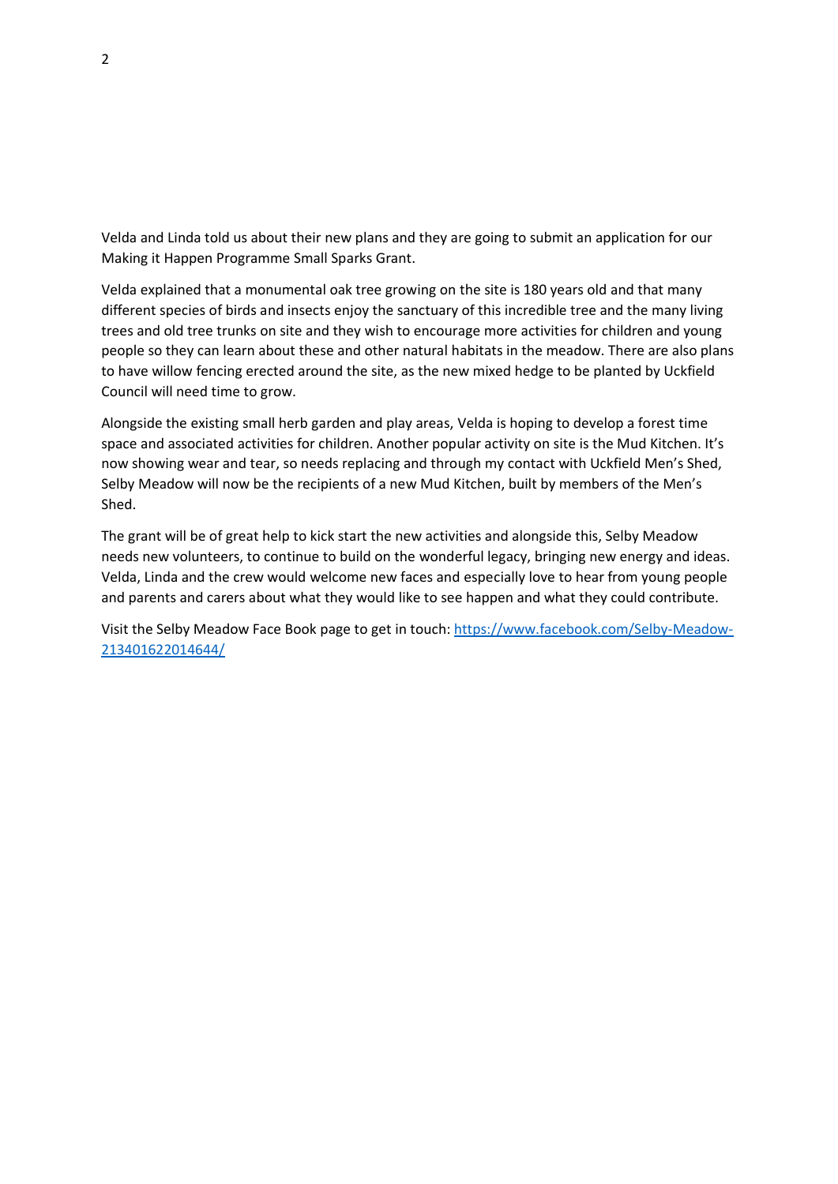Velda and Linda told us about their new plans and they are going to submit an application for our Making it Happen Programme Small Sparks Grant.

Velda explained that a monumental oak tree growing on the site is 180 years old and that many different species of birds and insects enjoy the sanctuary of this incredible tree and the many living trees and old tree trunks on site and they wish to encourage more activities for children and young people so they can learn about these and other natural habitats in the meadow. There are also plans to have willow fencing erected around the site, as the new mixed hedge to be planted by Uckfield Council will need time to grow.

Alongside the existing small herb garden and play areas, Velda is hoping to develop a forest time space and associated activities for children. Another popular activity on site is the Mud Kitchen. It's now showing wear and tear, so needs replacing and through my contact with Uckfield Men's Shed, Selby Meadow will now be the recipients of a new Mud Kitchen, built by members of the Men's Shed.

The grant will be of great help to kick start the new activities and alongside this, Selby Meadow needs new volunteers, to continue to build on the wonderful legacy, bringing new energy and ideas. Velda, Linda and the crew would welcome new faces and especially love to hear from young people and parents and carers about what they would like to see happen and what they could contribute.

Visit the Selby Meadow Face Book page to get in touch: [https://www.facebook.com/Selby-Meadow-213401622014644/](https://www.facebook.com/Selby-Meadow-213401622014644/)